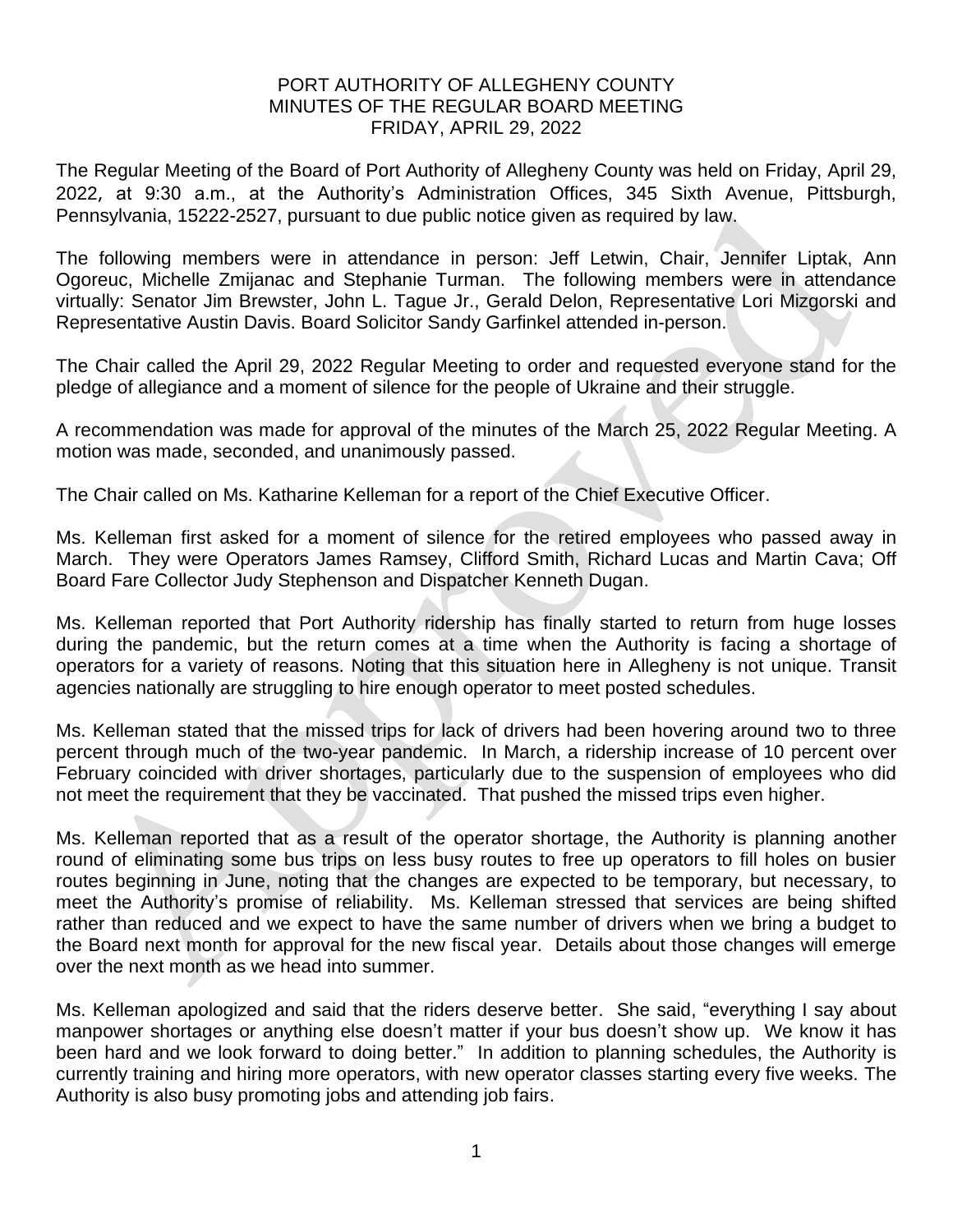PORT AUTHORITY OF ALLEGHENY COUNTY
MINUTES OF THE REGULAR BOARD MEETING
FRIDAY, APRIL 29, 2022

The Regular Meeting of the Board of Port Authority of Allegheny County was held on Friday, April 29, 2022, at 9:30 a.m., at the Authority's Administration Offices, 345 Sixth Avenue, Pittsburgh, Pennsylvania, 15222-2527, pursuant to due public notice given as required by law.

The following members were in attendance in person: Jeff Letwin, Chair, Jennifer Liptak, Ann Ogoreuc, Michelle Zmijanac and Stephanie Turman. The following members were in attendance virtually: Senator Jim Brewster, John L. Tague Jr., Gerald Delon, Representative Lori Mizgorski and Representative Austin Davis. Board Solicitor Sandy Garfinkel attended in-person.

The Chair called the April 29, 2022 Regular Meeting to order and requested everyone stand for the pledge of allegiance and a moment of silence for the people of Ukraine and their struggle.

A recommendation was made for approval of the minutes of the March 25, 2022 Regular Meeting. A motion was made, seconded, and unanimously passed.

The Chair called on Ms. Katharine Kelleman for a report of the Chief Executive Officer.

Ms. Kelleman first asked for a moment of silence for the retired employees who passed away in March. They were Operators James Ramsey, Clifford Smith, Richard Lucas and Martin Cava; Off Board Fare Collector Judy Stephenson and Dispatcher Kenneth Dugan.

Ms. Kelleman reported that Port Authority ridership has finally started to return from huge losses during the pandemic, but the return comes at a time when the Authority is facing a shortage of operators for a variety of reasons. Noting that this situation here in Allegheny is not unique. Transit agencies nationally are struggling to hire enough operator to meet posted schedules.

Ms. Kelleman stated that the missed trips for lack of drivers had been hovering around two to three percent through much of the two-year pandemic. In March, a ridership increase of 10 percent over February coincided with driver shortages, particularly due to the suspension of employees who did not meet the requirement that they be vaccinated. That pushed the missed trips even higher.

Ms. Kelleman reported that as a result of the operator shortage, the Authority is planning another round of eliminating some bus trips on less busy routes to free up operators to fill holes on busier routes beginning in June, noting that the changes are expected to be temporary, but necessary, to meet the Authority's promise of reliability. Ms. Kelleman stressed that services are being shifted rather than reduced and we expect to have the same number of drivers when we bring a budget to the Board next month for approval for the new fiscal year. Details about those changes will emerge over the next month as we head into summer.

Ms. Kelleman apologized and said that the riders deserve better. She said, "everything I say about manpower shortages or anything else doesn't matter if your bus doesn't show up. We know it has been hard and we look forward to doing better." In addition to planning schedules, the Authority is currently training and hiring more operators, with new operator classes starting every five weeks. The Authority is also busy promoting jobs and attending job fairs.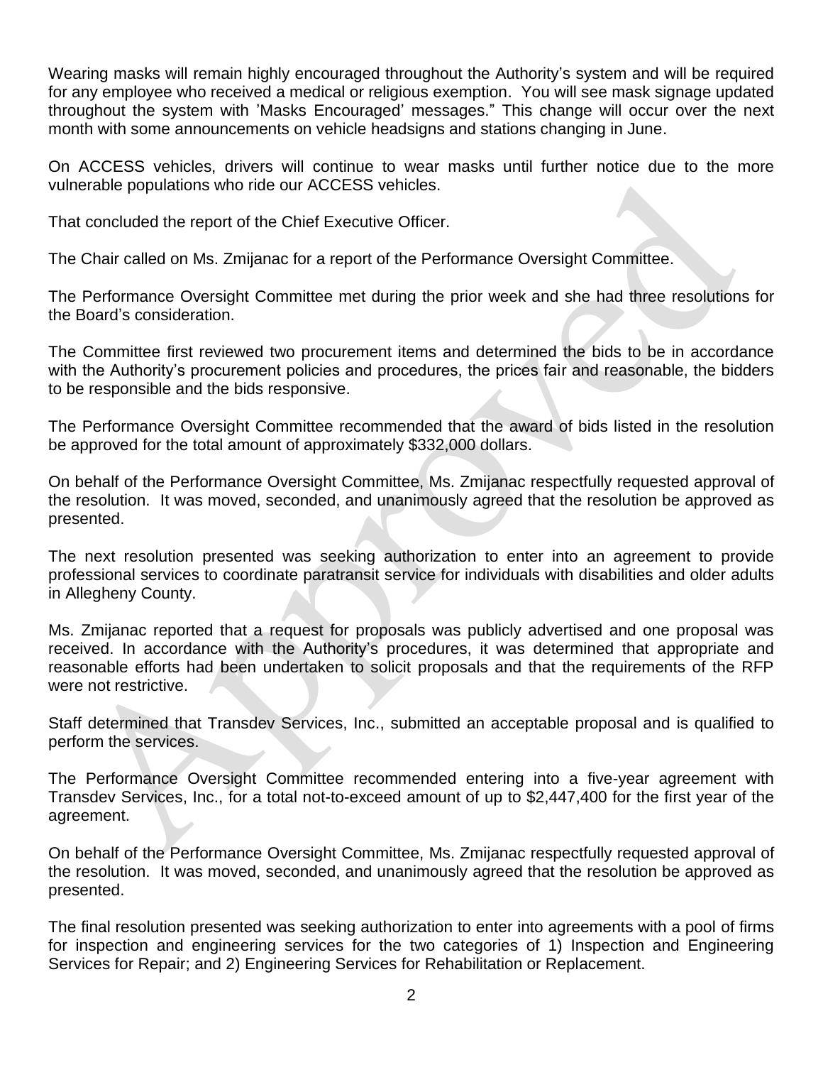Wearing masks will remain highly encouraged throughout the Authority's system and will be required for any employee who received a medical or religious exemption. You will see mask signage updated throughout the system with 'Masks Encouraged' messages." This change will occur over the next month with some announcements on vehicle headsigns and stations changing in June.

On ACCESS vehicles, drivers will continue to wear masks until further notice due to the more vulnerable populations who ride our ACCESS vehicles.

That concluded the report of the Chief Executive Officer.

The Chair called on Ms. Zmijanac for a report of the Performance Oversight Committee.

The Performance Oversight Committee met during the prior week and she had three resolutions for the Board's consideration.

The Committee first reviewed two procurement items and determined the bids to be in accordance with the Authority's procurement policies and procedures, the prices fair and reasonable, the bidders to be responsible and the bids responsive.

The Performance Oversight Committee recommended that the award of bids listed in the resolution be approved for the total amount of approximately $332,000 dollars.

On behalf of the Performance Oversight Committee, Ms. Zmijanac respectfully requested approval of the resolution. It was moved, seconded, and unanimously agreed that the resolution be approved as presented.

The next resolution presented was seeking authorization to enter into an agreement to provide professional services to coordinate paratransit service for individuals with disabilities and older adults in Allegheny County.

Ms. Zmijanac reported that a request for proposals was publicly advertised and one proposal was received. In accordance with the Authority's procedures, it was determined that appropriate and reasonable efforts had been undertaken to solicit proposals and that the requirements of the RFP were not restrictive.

Staff determined that Transdev Services, Inc., submitted an acceptable proposal and is qualified to perform the services.

The Performance Oversight Committee recommended entering into a five-year agreement with Transdev Services, Inc., for a total not-to-exceed amount of up to $2,447,400 for the first year of the agreement.

On behalf of the Performance Oversight Committee, Ms. Zmijanac respectfully requested approval of the resolution. It was moved, seconded, and unanimously agreed that the resolution be approved as presented.

The final resolution presented was seeking authorization to enter into agreements with a pool of firms for inspection and engineering services for the two categories of 1) Inspection and Engineering Services for Repair; and 2) Engineering Services for Rehabilitation or Replacement.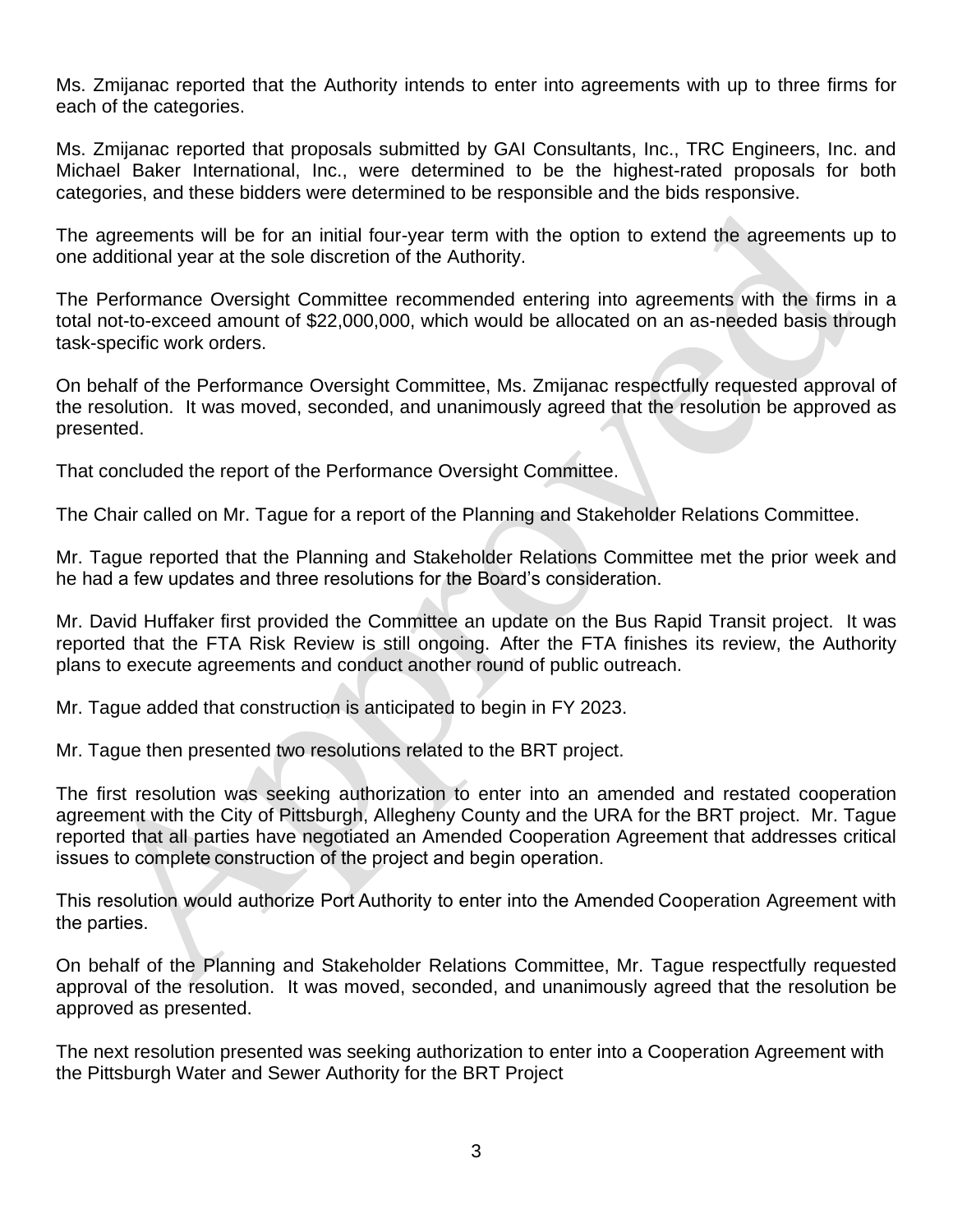Ms. Zmijanac reported that the Authority intends to enter into agreements with up to three firms for each of the categories.

Ms. Zmijanac reported that proposals submitted by GAI Consultants, Inc., TRC Engineers, Inc. and Michael Baker International, Inc., were determined to be the highest-rated proposals for both categories, and these bidders were determined to be responsible and the bids responsive.

The agreements will be for an initial four-year term with the option to extend the agreements up to one additional year at the sole discretion of the Authority.

The Performance Oversight Committee recommended entering into agreements with the firms in a total not-to-exceed amount of $22,000,000, which would be allocated on an as-needed basis through task-specific work orders.

On behalf of the Performance Oversight Committee, Ms. Zmijanac respectfully requested approval of the resolution. It was moved, seconded, and unanimously agreed that the resolution be approved as presented.

That concluded the report of the Performance Oversight Committee.

The Chair called on Mr. Tague for a report of the Planning and Stakeholder Relations Committee.

Mr. Tague reported that the Planning and Stakeholder Relations Committee met the prior week and he had a few updates and three resolutions for the Board's consideration.

Mr. David Huffaker first provided the Committee an update on the Bus Rapid Transit project. It was reported that the FTA Risk Review is still ongoing. After the FTA finishes its review, the Authority plans to execute agreements and conduct another round of public outreach.

Mr. Tague added that construction is anticipated to begin in FY 2023.

Mr. Tague then presented two resolutions related to the BRT project.

The first resolution was seeking authorization to enter into an amended and restated cooperation agreement with the City of Pittsburgh, Allegheny County and the URA for the BRT project. Mr. Tague reported that all parties have negotiated an Amended Cooperation Agreement that addresses critical issues to complete construction of the project and begin operation.

This resolution would authorize Port Authority to enter into the Amended Cooperation Agreement with the parties.

On behalf of the Planning and Stakeholder Relations Committee, Mr. Tague respectfully requested approval of the resolution. It was moved, seconded, and unanimously agreed that the resolution be approved as presented.

The next resolution presented was seeking authorization to enter into a Cooperation Agreement with the Pittsburgh Water and Sewer Authority for the BRT Project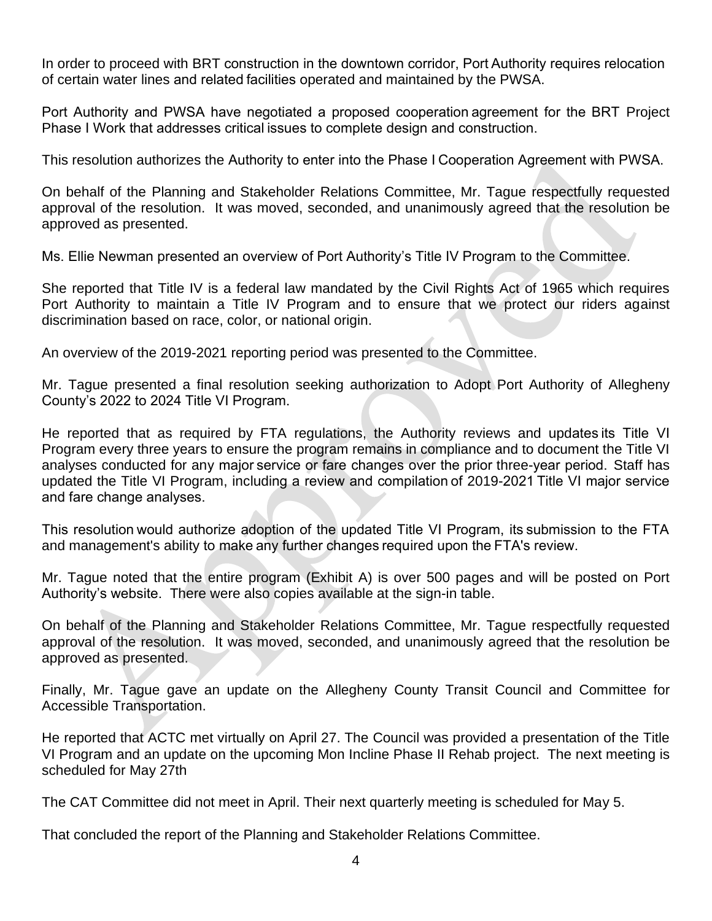In order to proceed with BRT construction in the downtown corridor, Port Authority requires relocation of certain water lines and related facilities operated and maintained by the PWSA.

Port Authority and PWSA have negotiated a proposed cooperation agreement for the BRT Project Phase I Work that addresses critical issues to complete design and construction.

This resolution authorizes the Authority to enter into the Phase I Cooperation Agreement with PWSA.

On behalf of the Planning and Stakeholder Relations Committee, Mr. Tague respectfully requested approval of the resolution. It was moved, seconded, and unanimously agreed that the resolution be approved as presented.

Ms. Ellie Newman presented an overview of Port Authority's Title IV Program to the Committee.

She reported that Title IV is a federal law mandated by the Civil Rights Act of 1965 which requires Port Authority to maintain a Title IV Program and to ensure that we protect our riders against discrimination based on race, color, or national origin.

An overview of the 2019-2021 reporting period was presented to the Committee.

Mr. Tague presented a final resolution seeking authorization to Adopt Port Authority of Allegheny County's 2022 to 2024 Title VI Program.

He reported that as required by FTA regulations, the Authority reviews and updates its Title VI Program every three years to ensure the program remains in compliance and to document the Title VI analyses conducted for any major service or fare changes over the prior three-year period. Staff has updated the Title VI Program, including a review and compilation of 2019-2021 Title VI major service and fare change analyses.

This resolution would authorize adoption of the updated Title VI Program, its submission to the FTA and management's ability to make any further changes required upon the FTA's review.

Mr. Tague noted that the entire program (Exhibit A) is over 500 pages and will be posted on Port Authority's website. There were also copies available at the sign-in table.

On behalf of the Planning and Stakeholder Relations Committee, Mr. Tague respectfully requested approval of the resolution. It was moved, seconded, and unanimously agreed that the resolution be approved as presented.

Finally, Mr. Tague gave an update on the Allegheny County Transit Council and Committee for Accessible Transportation.

He reported that ACTC met virtually on April 27. The Council was provided a presentation of the Title VI Program and an update on the upcoming Mon Incline Phase II Rehab project. The next meeting is scheduled for May 27th

The CAT Committee did not meet in April. Their next quarterly meeting is scheduled for May 5.

That concluded the report of the Planning and Stakeholder Relations Committee.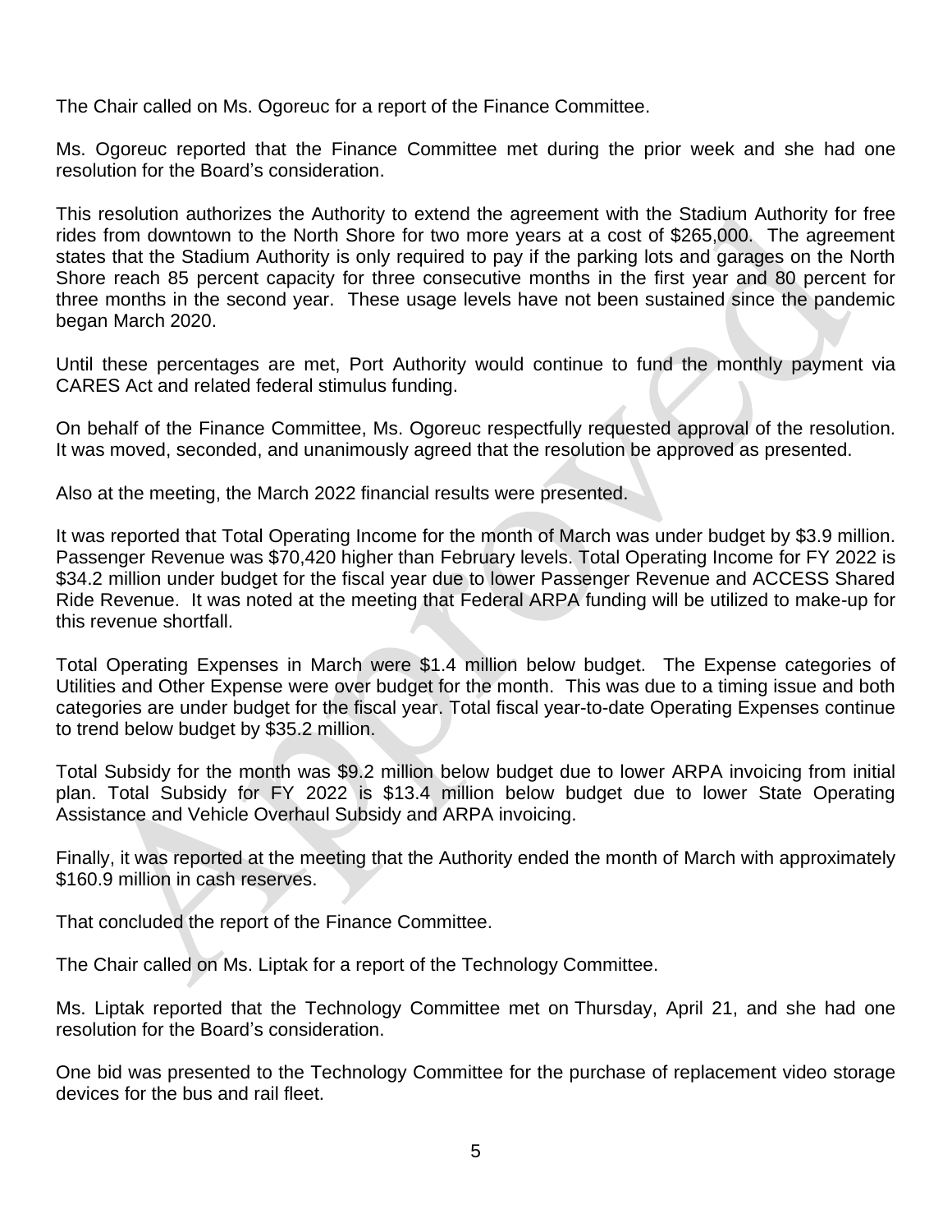The Chair called on Ms. Ogoreuc for a report of the Finance Committee.

Ms. Ogoreuc reported that the Finance Committee met during the prior week and she had one resolution for the Board's consideration.

This resolution authorizes the Authority to extend the agreement with the Stadium Authority for free rides from downtown to the North Shore for two more years at a cost of $265,000. The agreement states that the Stadium Authority is only required to pay if the parking lots and garages on the North Shore reach 85 percent capacity for three consecutive months in the first year and 80 percent for three months in the second year. These usage levels have not been sustained since the pandemic began March 2020.

Until these percentages are met, Port Authority would continue to fund the monthly payment via CARES Act and related federal stimulus funding.

On behalf of the Finance Committee, Ms. Ogoreuc respectfully requested approval of the resolution. It was moved, seconded, and unanimously agreed that the resolution be approved as presented.

Also at the meeting, the March 2022 financial results were presented.

It was reported that Total Operating Income for the month of March was under budget by $3.9 million. Passenger Revenue was $70,420 higher than February levels. Total Operating Income for FY 2022 is $34.2 million under budget for the fiscal year due to lower Passenger Revenue and ACCESS Shared Ride Revenue. It was noted at the meeting that Federal ARPA funding will be utilized to make-up for this revenue shortfall.

Total Operating Expenses in March were $1.4 million below budget. The Expense categories of Utilities and Other Expense were over budget for the month. This was due to a timing issue and both categories are under budget for the fiscal year. Total fiscal year-to-date Operating Expenses continue to trend below budget by $35.2 million.

Total Subsidy for the month was $9.2 million below budget due to lower ARPA invoicing from initial plan. Total Subsidy for FY 2022 is $13.4 million below budget due to lower State Operating Assistance and Vehicle Overhaul Subsidy and ARPA invoicing.

Finally, it was reported at the meeting that the Authority ended the month of March with approximately $160.9 million in cash reserves.

That concluded the report of the Finance Committee.

The Chair called on Ms. Liptak for a report of the Technology Committee.

Ms. Liptak reported that the Technology Committee met on Thursday, April 21, and she had one resolution for the Board's consideration.

One bid was presented to the Technology Committee for the purchase of replacement video storage devices for the bus and rail fleet.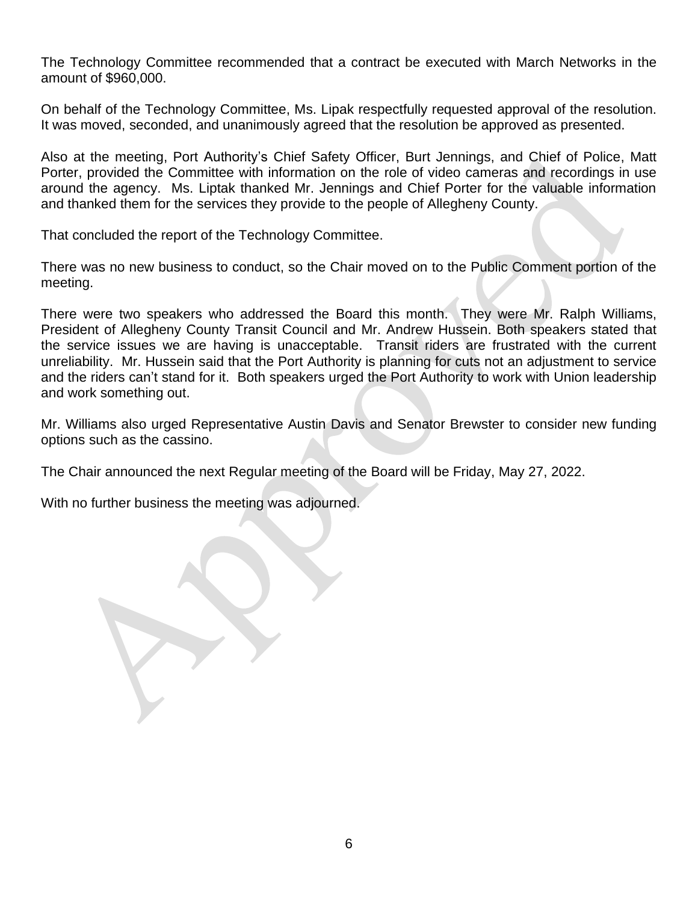The Technology Committee recommended that a contract be executed with March Networks in the amount of $960,000.

On behalf of the Technology Committee, Ms. Lipak respectfully requested approval of the resolution. It was moved, seconded, and unanimously agreed that the resolution be approved as presented.

Also at the meeting, Port Authority's Chief Safety Officer, Burt Jennings, and Chief of Police, Matt Porter, provided the Committee with information on the role of video cameras and recordings in use around the agency. Ms. Liptak thanked Mr. Jennings and Chief Porter for the valuable information and thanked them for the services they provide to the people of Allegheny County.

That concluded the report of the Technology Committee.

There was no new business to conduct, so the Chair moved on to the Public Comment portion of the meeting.

There were two speakers who addressed the Board this month. They were Mr. Ralph Williams, President of Allegheny County Transit Council and Mr. Andrew Hussein. Both speakers stated that the service issues we are having is unacceptable. Transit riders are frustrated with the current unreliability. Mr. Hussein said that the Port Authority is planning for cuts not an adjustment to service and the riders can't stand for it. Both speakers urged the Port Authority to work with Union leadership and work something out.

Mr. Williams also urged Representative Austin Davis and Senator Brewster to consider new funding options such as the cassino.

The Chair announced the next Regular meeting of the Board will be Friday, May 27, 2022.

With no further business the meeting was adjourned.